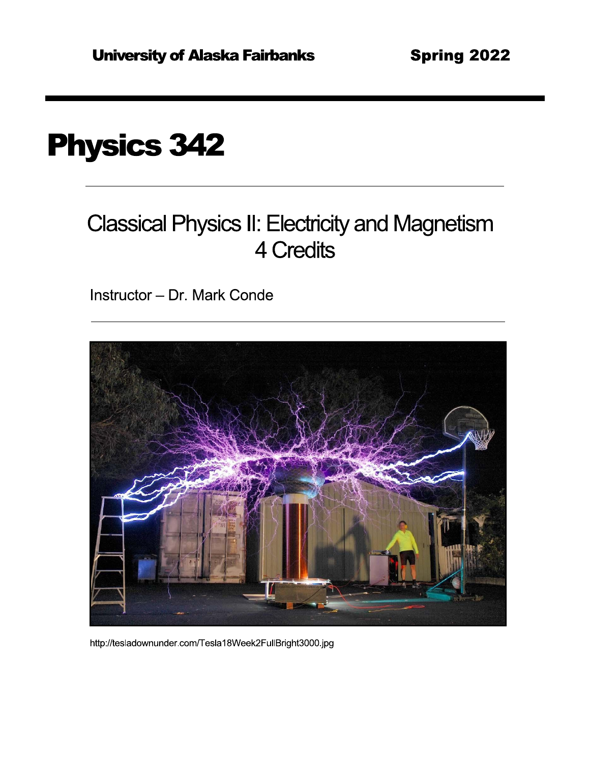University of Alaska Fairbanks Spring 2022

# Physics 342

## Classical Physics II: Electricity and Magnetism
## 4 Credits

Instructor – Dr. Mark Conde

http://tesladownunder.com/Tesla18Week2FullBright3000.jpg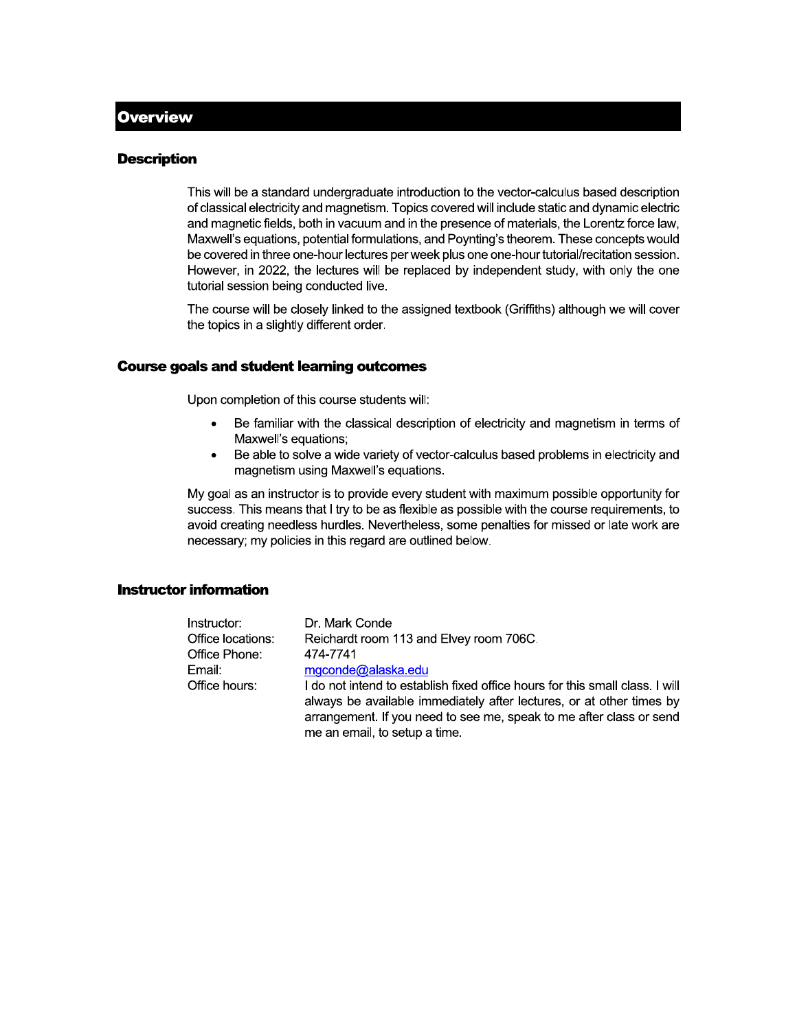# Overview

## Description

This will be a standard undergraduate introduction to the vector-calculus based description of classical electricity and magnetism. Topics covered will include static and dynamic electric and magnetic fields, both in vacuum and in the presence of materials, the Lorentz force law, Maxwell's equations, potential formulations, and Poynting's theorem. These concepts would be covered in three one-hour lectures per week plus one one-hour tutorial/recitation session. However, in 2022, the lectures will be replaced by independent study, with only the one tutorial session being conducted live.

The course will be closely linked to the assigned textbook (Griffiths) although we will cover the topics in a slightly different order.

## Course goals and student learning outcomes

Upon completion of this course students will:

- Be familiar with the classical description of electricity and magnetism in terms of Maxwell's equations;
- Be able to solve a wide variety of vector-calculus based problems in electricity and magnetism using Maxwell's equations.

My goal as an instructor is to provide every student with maximum possible opportunity for success. This means that I try to be as flexible as possible with the course requirements, to avoid creating needless hurdles. Nevertheless, some penalties for missed or late work are necessary; my policies in this regard are outlined below.

## Instructor information

| | |
|---|---|
| Instructor: | Dr. Mark Conde |
| Office locations: | Reichardt room 113 and Elvey room 706C. |
| Office Phone: | 474-7741 |
| Email: | mgconde@alaska.edu |
| Office hours: | I do not intend to establish fixed office hours for this small class. I will always be available immediately after lectures, or at other times by arrangement. If you need to see me, speak to me after class or send me an email, to setup a time. |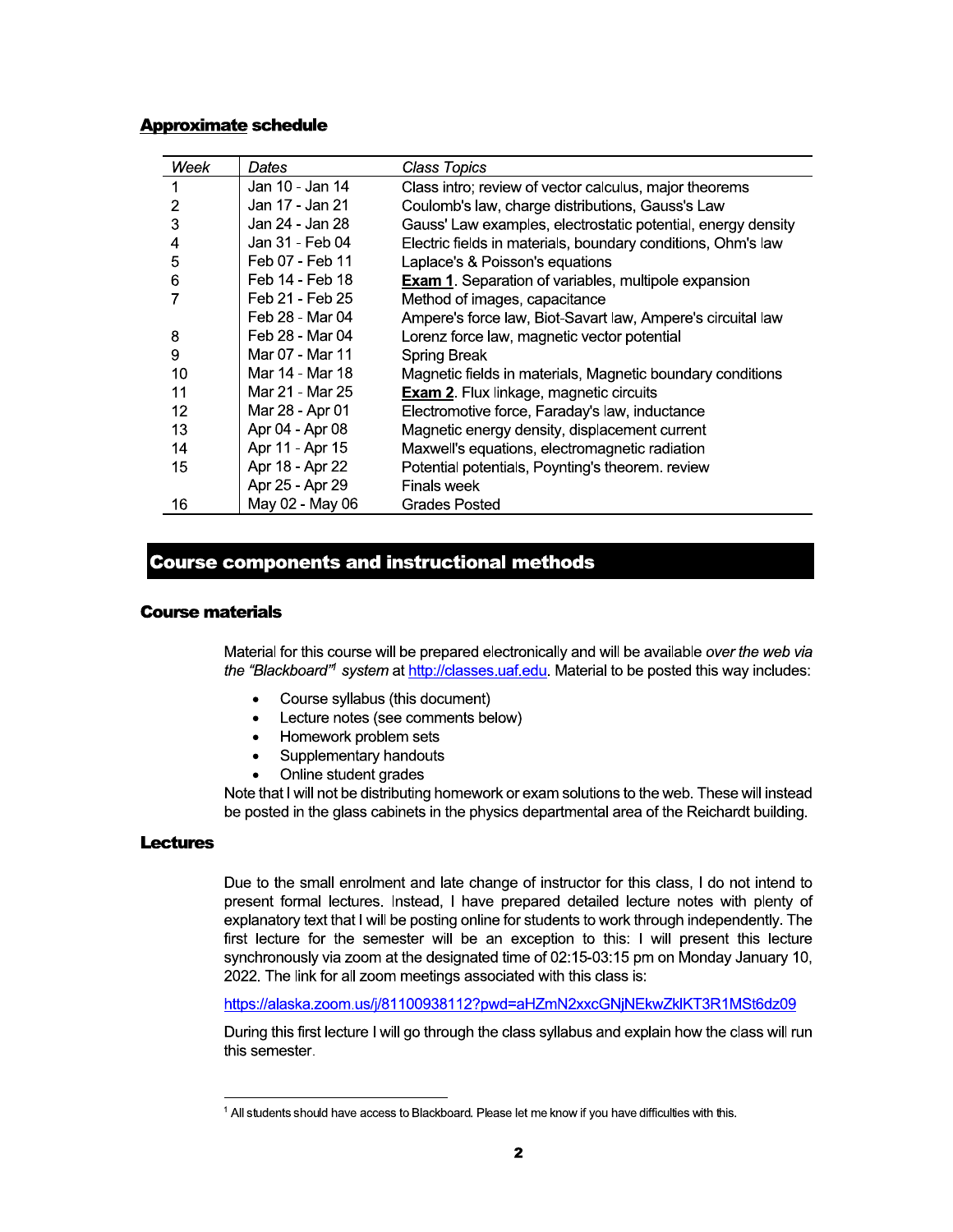### **Approximate schedule**

| *Week* | *Dates* | *Class Topics* |
|---|---|---|
| 1 | Jan 10 - Jan 14 | Class intro; review of vector calculus, major theorems |
| 2 | Jan 17 - Jan 21 | Coulomb's law, charge distributions, Gauss's Law |
| 3 | Jan 24 - Jan 28 | Gauss' Law examples, electrostatic potential, energy density |
| 4 | Jan 31 - Feb 04 | Electric fields in materials, boundary conditions, Ohm's law |
| 5 | Feb 07 - Feb 11 | Laplace's & Poisson's equations |
| 6 | Feb 14 - Feb 18 | **Exam 1**. Separation of variables, multipole expansion |
| 7 | Feb 21 - Feb 25 | Method of images, capacitance |
| | Feb 28 - Mar 04 | Ampere's force law, Biot-Savart law, Ampere's circuital law |
| 8 | Feb 28 - Mar 04 | Lorenz force law, magnetic vector potential |
| 9 | Mar 07 - Mar 11 | Spring Break |
| 10 | Mar 14 - Mar 18 | Magnetic fields in materials, Magnetic boundary conditions |
| 11 | Mar 21 - Mar 25 | **Exam 2**. Flux linkage, magnetic circuits |
| 12 | Mar 28 - Apr 01 | Electromotive force, Faraday's law, inductance |
| 13 | Apr 04 - Apr 08 | Magnetic energy density, displacement current |
| 14 | Apr 11 - Apr 15 | Maxwell's equations, electromagnetic radiation |
| 15 | Apr 18 - Apr 22 | Potential potentials, Poynting's theorem. review |
| | Apr 25 - Apr 29 | Finals week |
| 16 | May 02 - May 06 | Grades Posted |

## Course components and instructional methods

### Course materials

Material for this course will be prepared electronically and will be available *over the web via the "Blackboard"*[1] *system* at http://classes.uaf.edu. Material to be posted this way includes:

- Course syllabus (this document)
- Lecture notes (see comments below)
- Homework problem sets
- Supplementary handouts
- Online student grades

Note that I will not be distributing homework or exam solutions to the web. These will instead be posted in the glass cabinets in the physics departmental area of the Reichardt building.

### Lectures

Due to the small enrolment and late change of instructor for this class, I do not intend to present formal lectures. Instead, I have prepared detailed lecture notes with plenty of explanatory text that I will be posting online for students to work through independently. The first lecture for the semester will be an exception to this: I will present this lecture synchronously via zoom at the designated time of 02:15-03:15 pm on Monday January 10, 2022. The link for all zoom meetings associated with this class is:

https://alaska.zoom.us/j/81100938112?pwd=aHZmN2xxcGNjNEkwZklKT3R1MSt6dz09

During this first lecture I will go through the class syllabus and explain how the class will run this semester.

[1] All students should have access to Blackboard. Please let me know if you have difficulties with this.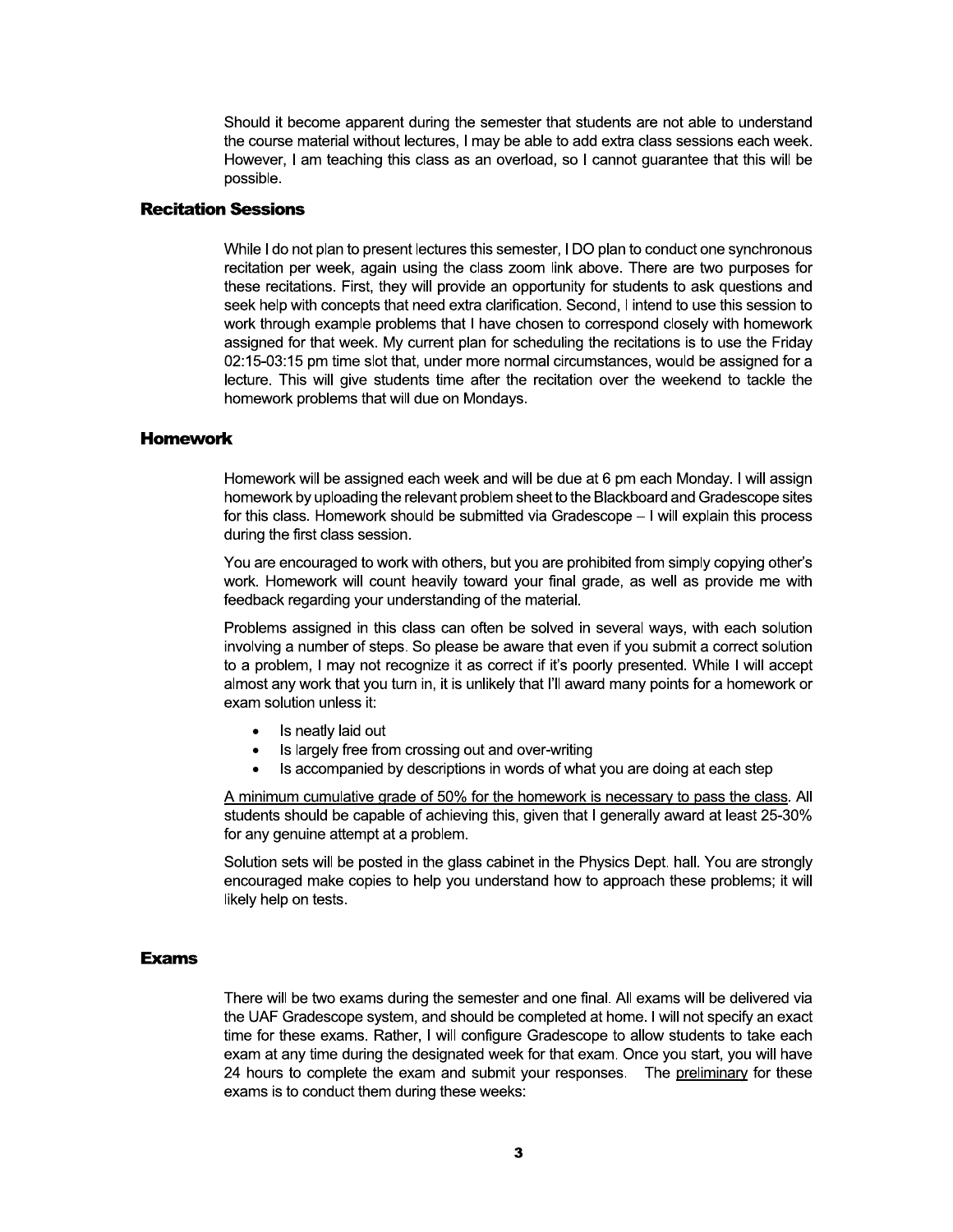Should it become apparent during the semester that students are not able to understand the course material without lectures, I may be able to add extra class sessions each week. However, I am teaching this class as an overload, so I cannot guarantee that this will be possible.

### Recitation Sessions

While I do not plan to present lectures this semester, I DO plan to conduct one synchronous recitation per week, again using the class zoom link above. There are two purposes for these recitations. First, they will provide an opportunity for students to ask questions and seek help with concepts that need extra clarification. Second, I intend to use this session to work through example problems that I have chosen to correspond closely with homework assigned for that week. My current plan for scheduling the recitations is to use the Friday 02:15-03:15 pm time slot that, under more normal circumstances, would be assigned for a lecture. This will give students time after the recitation over the weekend to tackle the homework problems that will due on Mondays.

### Homework

Homework will be assigned each week and will be due at 6 pm each Monday. I will assign homework by uploading the relevant problem sheet to the Blackboard and Gradescope sites for this class. Homework should be submitted via Gradescope – I will explain this process during the first class session.

You are encouraged to work with others, but you are prohibited from simply copying other's work. Homework will count heavily toward your final grade, as well as provide me with feedback regarding your understanding of the material.

Problems assigned in this class can often be solved in several ways, with each solution involving a number of steps. So please be aware that even if you submit a correct solution to a problem, I may not recognize it as correct if it's poorly presented. While I will accept almost any work that you turn in, it is unlikely that I'll award many points for a homework or exam solution unless it:

- Is neatly laid out
- Is largely free from crossing out and over-writing
- Is accompanied by descriptions in words of what you are doing at each step

<u>A minimum cumulative grade of 50% for the homework is necessary to pass the class</u>. All students should be capable of achieving this, given that I generally award at least 25-30% for any genuine attempt at a problem.

Solution sets will be posted in the glass cabinet in the Physics Dept. hall. You are strongly encouraged make copies to help you understand how to approach these problems; it will likely help on tests.

### Exams

There will be two exams during the semester and one final. All exams will be delivered via the UAF Gradescope system, and should be completed at home. I will not specify an exact time for these exams. Rather, I will configure Gradescope to allow students to take each exam at any time during the designated week for that exam. Once you start, you will have 24 hours to complete the exam and submit your responses. The <u>preliminary</u> for these exams is to conduct them during these weeks: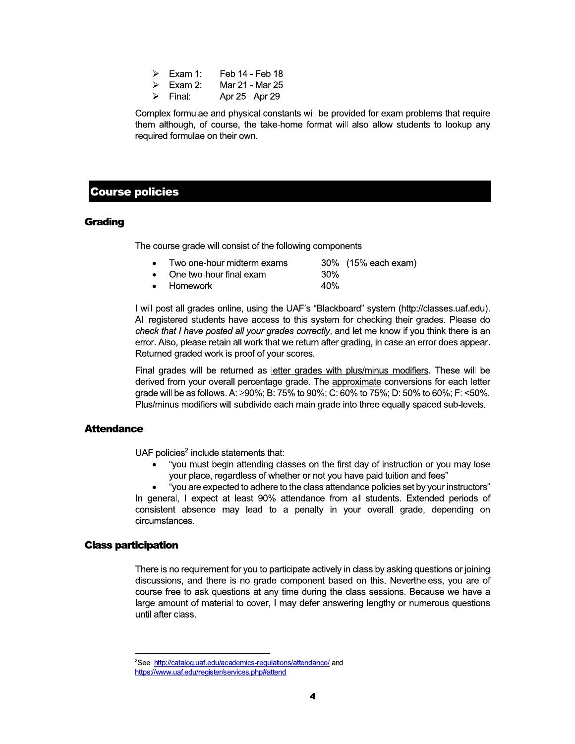- Exam 1: Feb 14 - Feb 18
- Exam 2: Mar 21 - Mar 25
- Final: Apr 25 - Apr 29

Complex formulae and physical constants will be provided for exam problems that require them although, of course, the take-home format will also allow students to lookup any required formulae on their own.

## Course policies

### Grading

The course grade will consist of the following components

- Two one-hour midterm exams 30% (15% each exam)
- One two-hour final exam 30%
- Homework 40%

I will post all grades online, using the UAF's "Blackboard" system (http://classes.uaf.edu). All registered students have access to this system for checking their grades. Please do *check that I have posted all your grades correctly*, and let me know if you think there is an error. Also, please retain all work that we return after grading, in case an error does appear. Returned graded work is proof of your scores.

Final grades will be returned as letter grades with plus/minus modifiers. These will be derived from your overall percentage grade. The approximate conversions for each letter grade will be as follows. A: ≥90%; B: 75% to 90%; C: 60% to 75%; D: 50% to 60%; F: <50%. Plus/minus modifiers will subdivide each main grade into three equally spaced sub-levels.

### Attendance

UAF policies[2] include statements that:

- "you must begin attending classes on the first day of instruction or you may lose your place, regardless of whether or not you have paid tuition and fees"
- "you are expected to adhere to the class attendance policies set by your instructors"

In general, I expect at least 90% attendance from all students. Extended periods of consistent absence may lead to a penalty in your overall grade, depending on circumstances.

### Class participation

There is no requirement for you to participate actively in class by asking questions or joining discussions, and there is no grade component based on this. Nevertheless, you are of course free to ask questions at any time during the class sessions. Because we have a large amount of material to cover, I may defer answering lengthy or numerous questions until after class.

---

[2] See http://catalog.uaf.edu/academics-regulations/attendance/ and https://www.uaf.edu/register/services.php#attend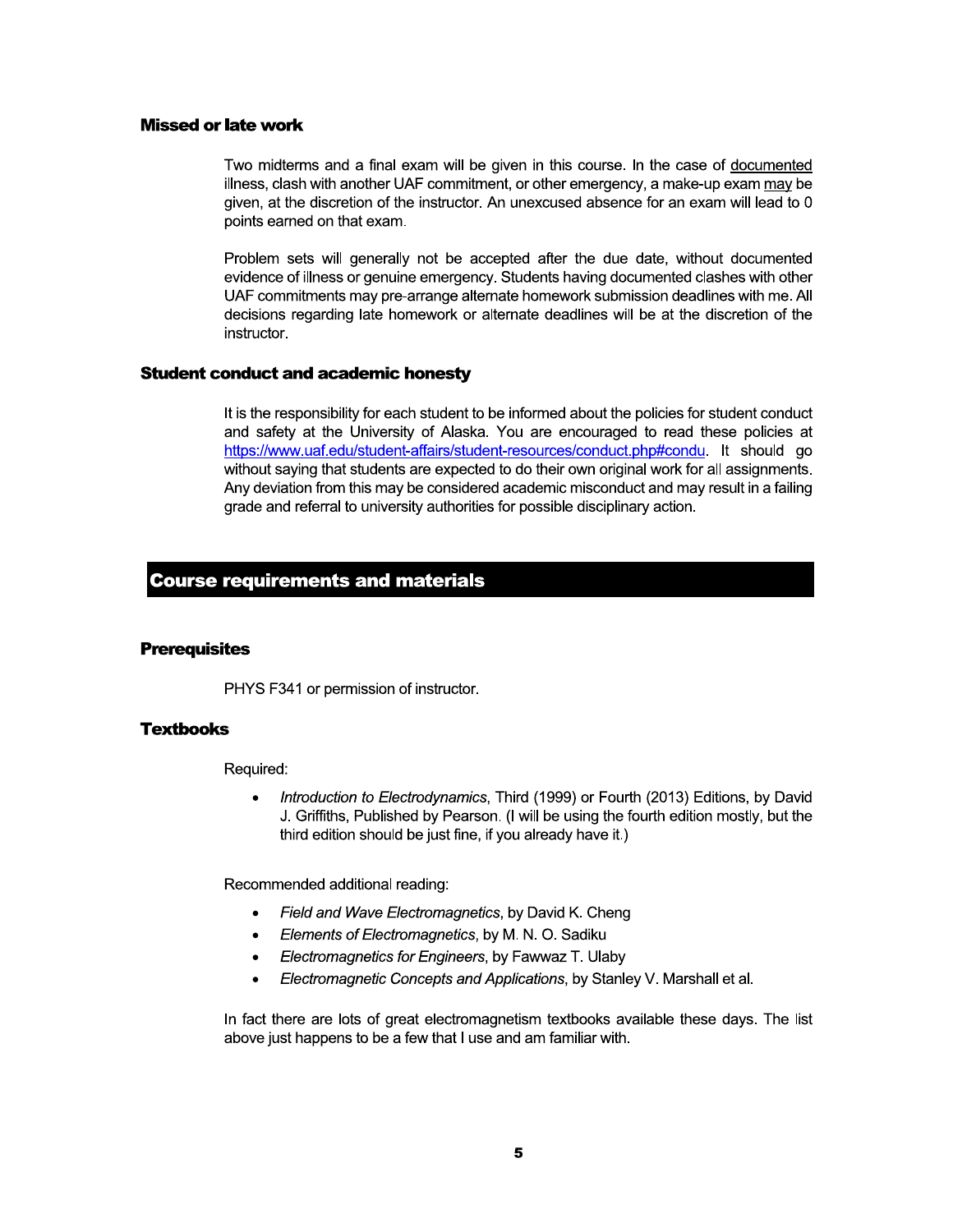### Missed or late work

Two midterms and a final exam will be given in this course. In the case of documented illness, clash with another UAF commitment, or other emergency, a make-up exam may be given, at the discretion of the instructor. An unexcused absence for an exam will lead to 0 points earned on that exam.

Problem sets will generally not be accepted after the due date, without documented evidence of illness or genuine emergency. Students having documented clashes with other UAF commitments may pre-arrange alternate homework submission deadlines with me. All decisions regarding late homework or alternate deadlines will be at the discretion of the instructor.

### Student conduct and academic honesty

It is the responsibility for each student to be informed about the policies for student conduct and safety at the University of Alaska. You are encouraged to read these policies at [https://www.uaf.edu/student-affairs/student-resources/conduct.php#condu](https://www.uaf.edu/student-affairs/student-resources/conduct.php#condu). It should go without saying that students are expected to do their own original work for all assignments. Any deviation from this may be considered academic misconduct and may result in a failing grade and referral to university authorities for possible disciplinary action.

## Course requirements and materials

### Prerequisites

PHYS F341 or permission of instructor.

### Textbooks

Required:

- *Introduction to Electrodynamics*, Third (1999) or Fourth (2013) Editions, by David J. Griffiths, Published by Pearson. (I will be using the fourth edition mostly, but the third edition should be just fine, if you already have it.)

Recommended additional reading:

- *Field and Wave Electromagnetics*, by David K. Cheng
- *Elements of Electromagnetics*, by M. N. O. Sadiku
- *Electromagnetics for Engineers*, by Fawwaz T. Ulaby
- *Electromagnetic Concepts and Applications*, by Stanley V. Marshall et al.

In fact there are lots of great electromagnetism textbooks available these days. The list above just happens to be a few that I use and am familiar with.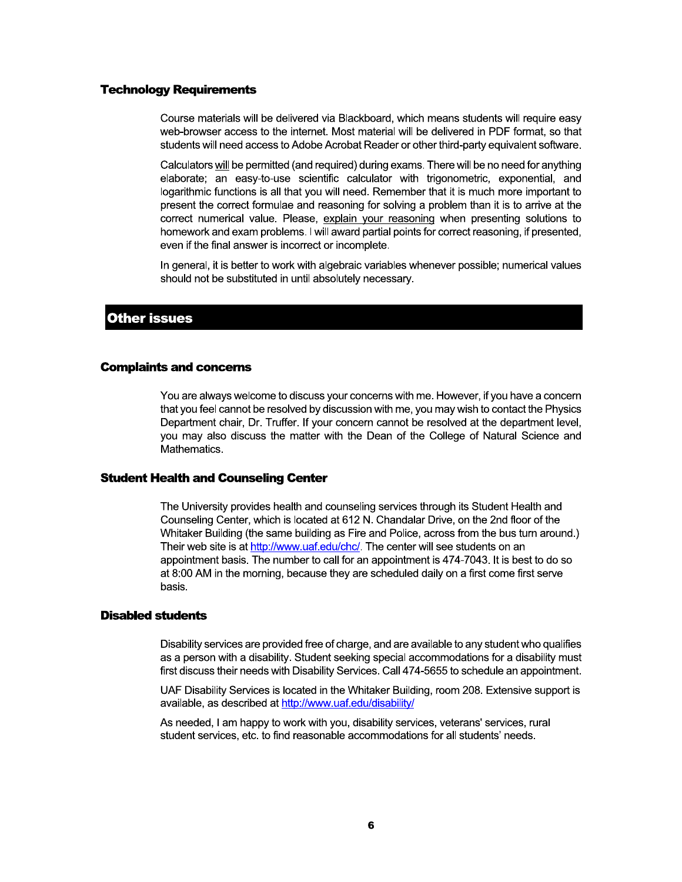### Technology Requirements

Course materials will be delivered via Blackboard, which means students will require easy web-browser access to the internet. Most material will be delivered in PDF format, so that students will need access to Adobe Acrobat Reader or other third-party equivalent software.

Calculators will be permitted (and required) during exams. There will be no need for anything elaborate; an easy-to-use scientific calculator with trigonometric, exponential, and logarithmic functions is all that you will need. Remember that it is much more important to present the correct formulae and reasoning for solving a problem than it is to arrive at the correct numerical value. Please, explain your reasoning when presenting solutions to homework and exam problems. I will award partial points for correct reasoning, if presented, even if the final answer is incorrect or incomplete.

In general, it is better to work with algebraic variables whenever possible; numerical values should not be substituted in until absolutely necessary.

## Other issues

### Complaints and concerns

You are always welcome to discuss your concerns with me. However, if you have a concern that you feel cannot be resolved by discussion with me, you may wish to contact the Physics Department chair, Dr. Truffer. If your concern cannot be resolved at the department level, you may also discuss the matter with the Dean of the College of Natural Science and Mathematics.

### Student Health and Counseling Center

The University provides health and counseling services through its Student Health and Counseling Center, which is located at 612 N. Chandalar Drive, on the 2nd floor of the Whitaker Building (the same building as Fire and Police, across from the bus turn around.) Their web site is at http://www.uaf.edu/chc/. The center will see students on an appointment basis. The number to call for an appointment is 474-7043. It is best to do so at 8:00 AM in the morning, because they are scheduled daily on a first come first serve basis.

### Disabled students

Disability services are provided free of charge, and are available to any student who qualifies as a person with a disability. Student seeking special accommodations for a disability must first discuss their needs with Disability Services. Call 474-5655 to schedule an appointment.

UAF Disability Services is located in the Whitaker Building, room 208. Extensive support is available, as described at http://www.uaf.edu/disability/

As needed, I am happy to work with you, disability services, veterans' services, rural student services, etc. to find reasonable accommodations for all students' needs.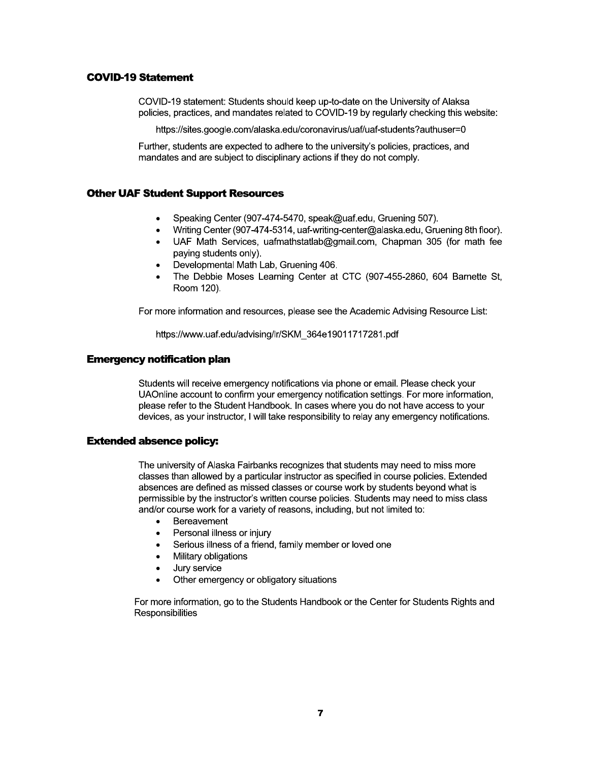## COVID-19 Statement

COVID-19 statement: Students should keep up-to-date on the University of Alaksa policies, practices, and mandates related to COVID-19 by regularly checking this website:

https://sites.google.com/alaska.edu/coronavirus/uaf/uaf-students?authuser=0

Further, students are expected to adhere to the university's policies, practices, and mandates and are subject to disciplinary actions if they do not comply.

## Other UAF Student Support Resources

- Speaking Center (907-474-5470, speak@uaf.edu, Gruening 507).
- Writing Center (907-474-5314, uaf-writing-center@alaska.edu, Gruening 8th floor).
- UAF Math Services, uafmathstatlab@gmail.com, Chapman 305 (for math fee paying students only).
- Developmental Math Lab, Gruening 406.
- The Debbie Moses Learning Center at CTC (907-455-2860, 604 Barnette St, Room 120).

For more information and resources, please see the Academic Advising Resource List:

https://www.uaf.edu/advising/lr/SKM_364e19011717281.pdf

## Emergency notification plan

Students will receive emergency notifications via phone or email. Please check your UAOnline account to confirm your emergency notification settings. For more information, please refer to the Student Handbook. In cases where you do not have access to your devices, as your instructor, I will take responsibility to relay any emergency notifications.

## Extended absence policy:

The university of Alaska Fairbanks recognizes that students may need to miss more classes than allowed by a particular instructor as specified in course policies. Extended absences are defined as missed classes or course work by students beyond what is permissible by the instructor's written course policies. Students may need to miss class and/or course work for a variety of reasons, including, but not limited to:

- Bereavement
- Personal illness or injury
- Serious illness of a friend, family member or loved one
- Military obligations
- Jury service
- Other emergency or obligatory situations

For more information, go to the Students Handbook or the Center for Students Rights and Responsibilities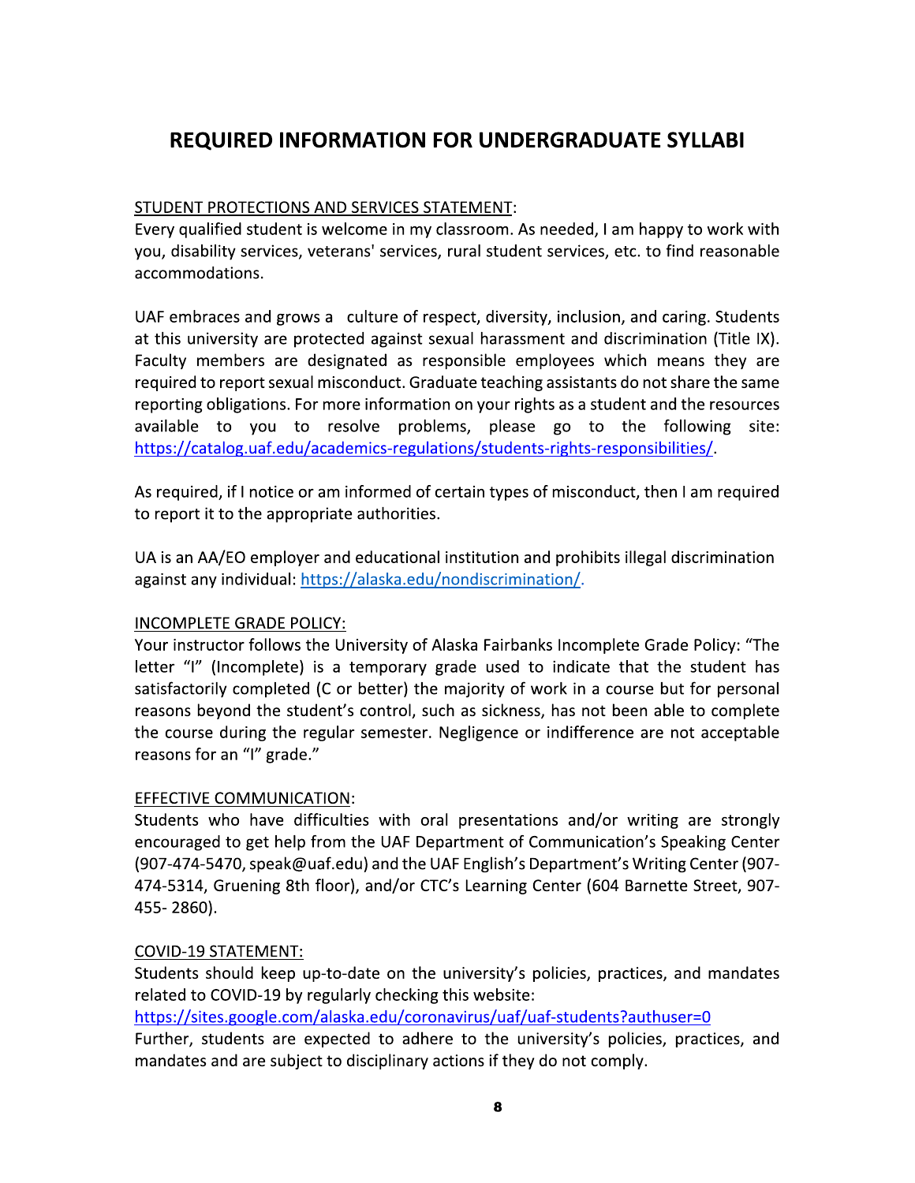# REQUIRED INFORMATION FOR UNDERGRADUATE SYLLABI

STUDENT PROTECTIONS AND SERVICES STATEMENT:
Every qualified student is welcome in my classroom. As needed, I am happy to work with you, disability services, veterans' services, rural student services, etc. to find reasonable accommodations.

UAF embraces and grows a culture of respect, diversity, inclusion, and caring. Students at this university are protected against sexual harassment and discrimination (Title IX). Faculty members are designated as responsible employees which means they are required to report sexual misconduct. Graduate teaching assistants do not share the same reporting obligations. For more information on your rights as a student and the resources available to you to resolve problems, please go to the following site: https://catalog.uaf.edu/academics-regulations/students-rights-responsibilities/.

As required, if I notice or am informed of certain types of misconduct, then I am required to report it to the appropriate authorities.

UA is an AA/EO employer and educational institution and prohibits illegal discrimination against any individual: https://alaska.edu/nondiscrimination/.

INCOMPLETE GRADE POLICY:
Your instructor follows the University of Alaska Fairbanks Incomplete Grade Policy: "The letter "I" (Incomplete) is a temporary grade used to indicate that the student has satisfactorily completed (C or better) the majority of work in a course but for personal reasons beyond the student's control, such as sickness, has not been able to complete the course during the regular semester. Negligence or indifference are not acceptable reasons for an "I" grade."

EFFECTIVE COMMUNICATION:
Students who have difficulties with oral presentations and/or writing are strongly encouraged to get help from the UAF Department of Communication's Speaking Center (907-474-5470, speak@uaf.edu) and the UAF English's Department's Writing Center (907-474-5314, Gruening 8th floor), and/or CTC's Learning Center (604 Barnette Street, 907-455- 2860).

COVID-19 STATEMENT:
Students should keep up-to-date on the university's policies, practices, and mandates related to COVID-19 by regularly checking this website:
https://sites.google.com/alaska.edu/coronavirus/uaf/uaf-students?authuser=0
Further, students are expected to adhere to the university's policies, practices, and mandates and are subject to disciplinary actions if they do not comply.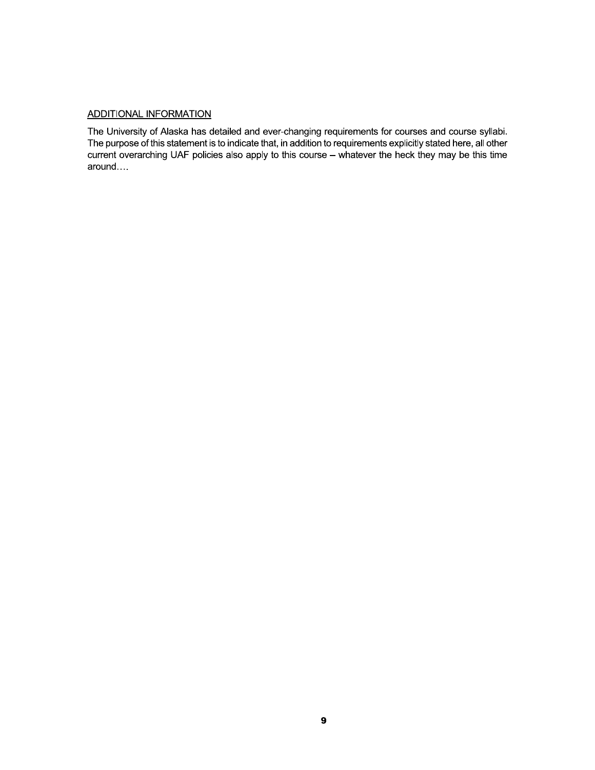<u>ADDITIONAL INFORMATION</u>

The University of Alaska has detailed and ever-changing requirements for courses and course syllabi. The purpose of this statement is to indicate that, in addition to requirements explicitly stated here, all other current overarching UAF policies also apply to this course – whatever the heck they may be this time around….